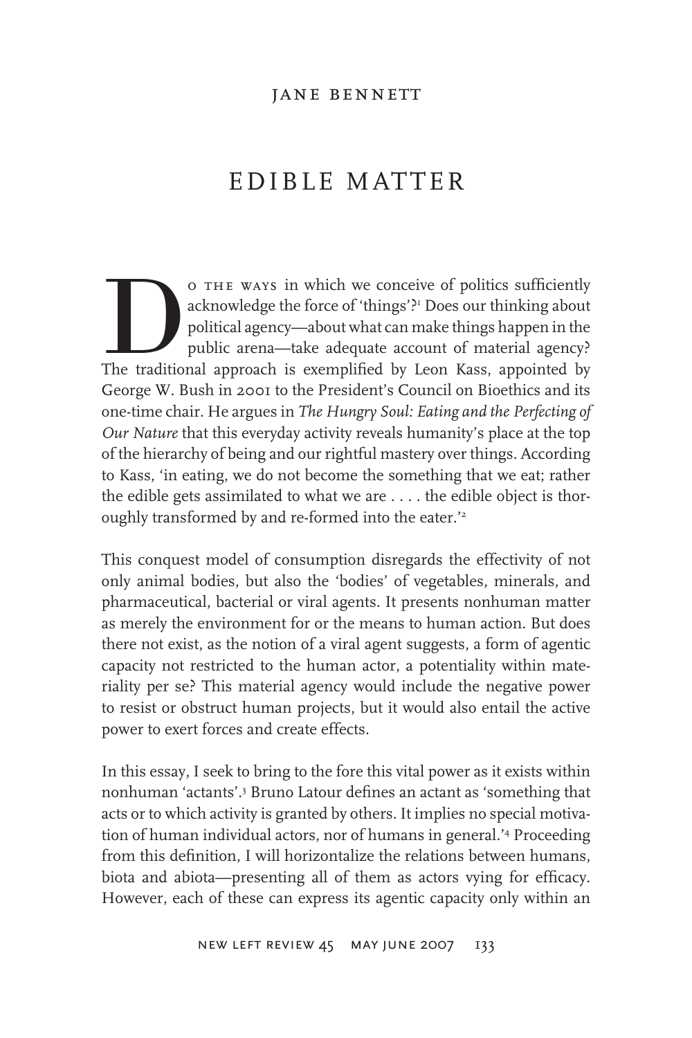JANE BENNETT

# EDIBLE MATTER

Do the ways in which we conceive of politics sufficiently acknowledge the force of 'things'?[1] Does our thinking about political agency—about what can make things happen in the public arena—take adequate account of material agency? The traditional approach is exemplified by Leon Kass, appointed by George W. Bush in 2001 to the President's Council on Bioethics and its one-time chair. He argues in *The Hungry Soul: Eating and the Perfecting of Our Nature* that this everyday activity reveals humanity's place at the top of the hierarchy of being and our rightful mastery over things. According to Kass, 'in eating, we do not become the something that we eat; rather the edible gets assimilated to what we are . . . . the edible object is thoroughly transformed by and re-formed into the eater.'[2]

This conquest model of consumption disregards the effectivity of not only animal bodies, but also the 'bodies' of vegetables, minerals, and pharmaceutical, bacterial or viral agents. It presents nonhuman matter as merely the environment for or the means to human action. But does there not exist, as the notion of a viral agent suggests, a form of agentic capacity not restricted to the human actor, a potentiality within materiality per se? This material agency would include the negative power to resist or obstruct human projects, but it would also entail the active power to exert forces and create effects.

In this essay, I seek to bring to the fore this vital power as it exists within nonhuman 'actants'.[3] Bruno Latour defines an actant as 'something that acts or to which activity is granted by others. It implies no special motivation of human individual actors, nor of humans in general.'[4] Proceeding from this definition, I will horizontalize the relations between humans, biota and abiota—presenting all of them as actors vying for efficacy. However, each of these can express its agentic capacity only within an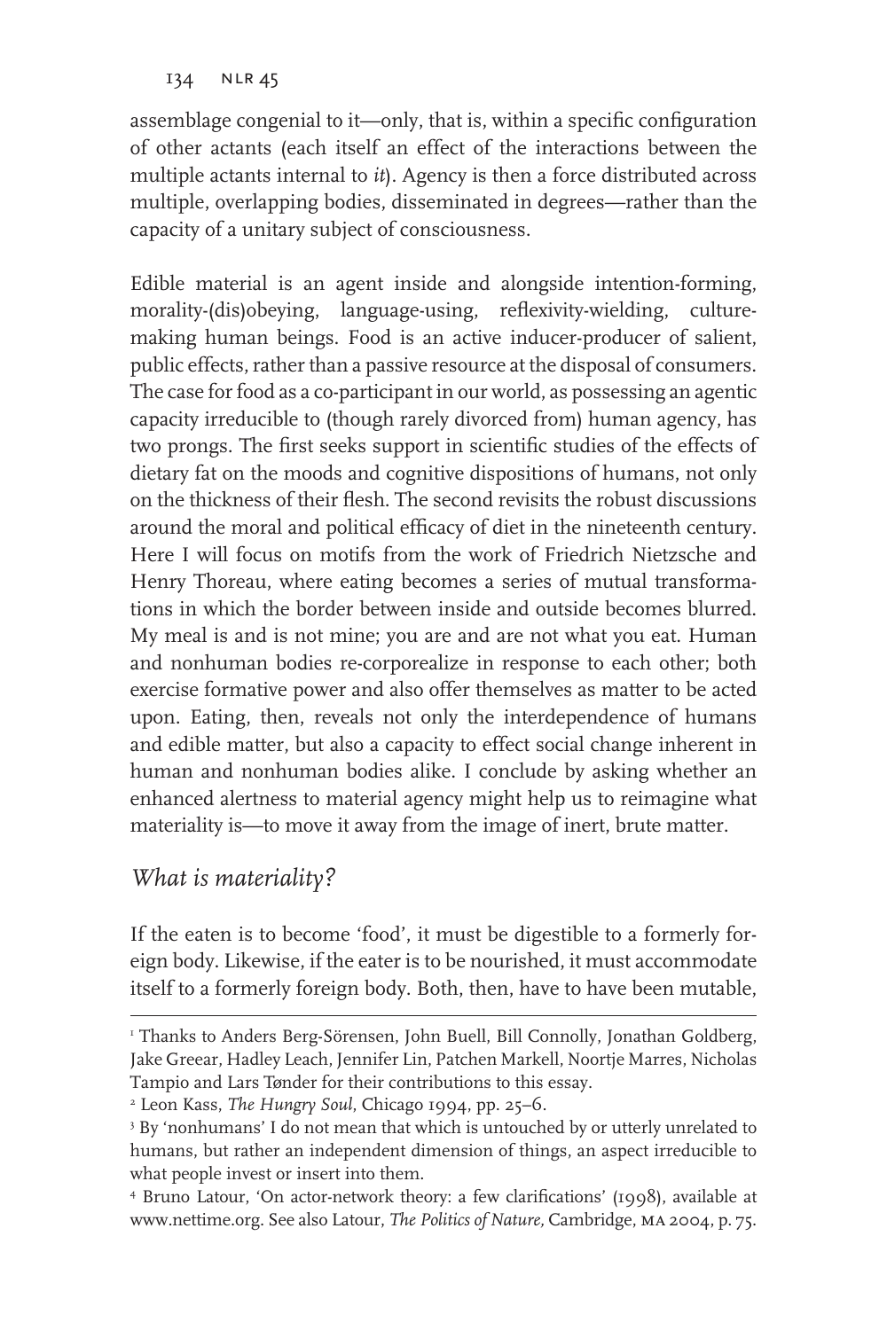assemblage congenial to it—only, that is, within a specific configuration of other actants (each itself an effect of the interactions between the multiple actants internal to *it*). Agency is then a force distributed across multiple, overlapping bodies, disseminated in degrees—rather than the capacity of a unitary subject of consciousness.

Edible material is an agent inside and alongside intention-forming, morality-(dis)obeying, language-using, reflexivity-wielding, culture-making human beings. Food is an active inducer-producer of salient, public effects, rather than a passive resource at the disposal of consumers. The case for food as a co-participant in our world, as possessing an agentic capacity irreducible to (though rarely divorced from) human agency, has two prongs. The first seeks support in scientific studies of the effects of dietary fat on the moods and cognitive dispositions of humans, not only on the thickness of their flesh. The second revisits the robust discussions around the moral and political efficacy of diet in the nineteenth century. Here I will focus on motifs from the work of Friedrich Nietzsche and Henry Thoreau, where eating becomes a series of mutual transformations in which the border between inside and outside becomes blurred. My meal is and is not mine; you are and are not what you eat. Human and nonhuman bodies re-corporealize in response to each other; both exercise formative power and also offer themselves as matter to be acted upon. Eating, then, reveals not only the interdependence of humans and edible matter, but also a capacity to effect social change inherent in human and nonhuman bodies alike. I conclude by asking whether an enhanced alertness to material agency might help us to reimagine what materiality is—to move it away from the image of inert, brute matter.

## *What is materiality?*

If the eaten is to become 'food', it must be digestible to a formerly foreign body. Likewise, if the eater is to be nourished, it must accommodate itself to a formerly foreign body. Both, then, have to have been mutable,

---

[1] Thanks to Anders Berg-Sörensen, John Buell, Bill Connolly, Jonathan Goldberg, Jake Greear, Hadley Leach, Jennifer Lin, Patchen Markell, Noortje Marres, Nicholas Tampio and Lars Tønder for their contributions to this essay.

[2] Leon Kass, *The Hungry Soul*, Chicago 1994, pp. 25–6.

[3] By 'nonhumans' I do not mean that which is untouched by or utterly unrelated to humans, but rather an independent dimension of things, an aspect irreducible to what people invest or insert into them.

[4] Bruno Latour, 'On actor-network theory: a few clarifications' (1998), available at www.nettime.org. See also Latour, *The Politics of Nature*, Cambridge, MA 2004, p. 75.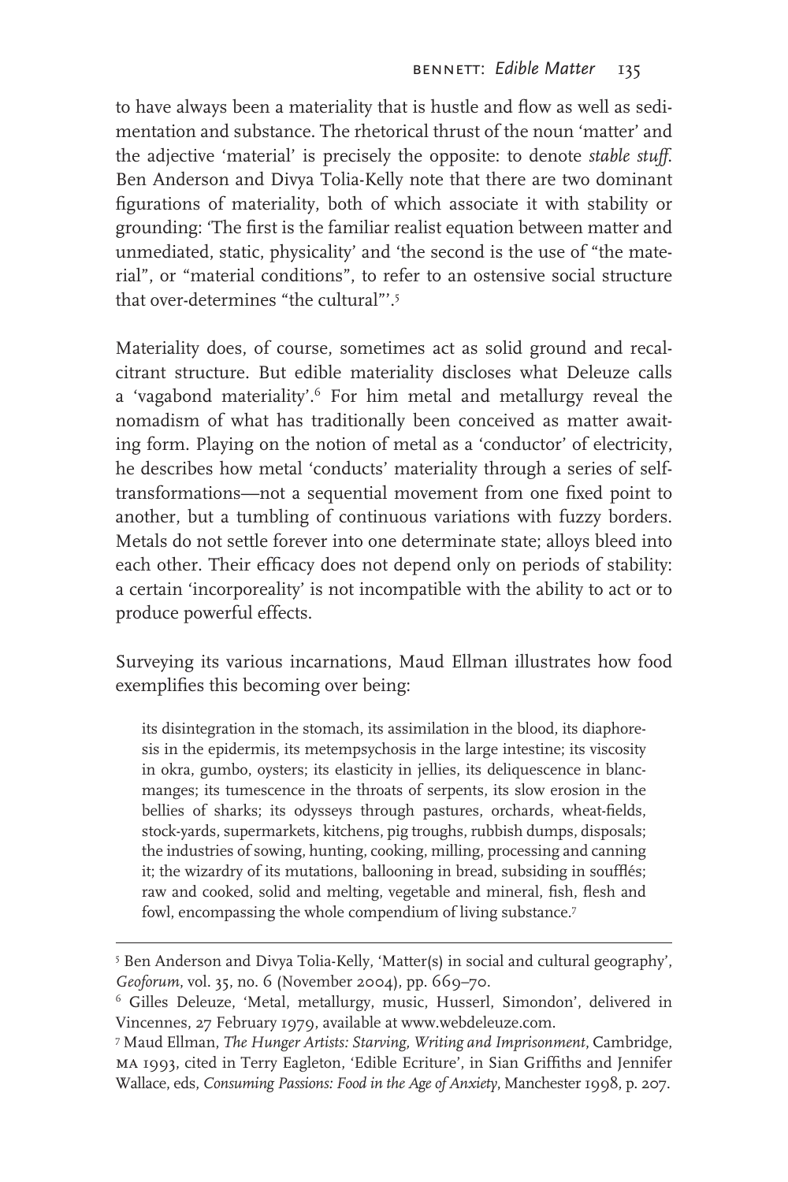to have always been a materiality that is hustle and flow as well as sedimentation and substance. The rhetorical thrust of the noun 'matter' and the adjective 'material' is precisely the opposite: to denote *stable stuff*. Ben Anderson and Divya Tolia-Kelly note that there are two dominant figurations of materiality, both of which associate it with stability or grounding: 'The first is the familiar realist equation between matter and unmediated, static, physicality' and 'the second is the use of "the material", or "material conditions", to refer to an ostensive social structure that over-determines "the cultural"'.[5]

Materiality does, of course, sometimes act as solid ground and recalcitrant structure. But edible materiality discloses what Deleuze calls a 'vagabond materiality'.[6] For him metal and metallurgy reveal the nomadism of what has traditionally been conceived as matter awaiting form. Playing on the notion of metal as a 'conductor' of electricity, he describes how metal 'conducts' materiality through a series of self-transformations—not a sequential movement from one fixed point to another, but a tumbling of continuous variations with fuzzy borders. Metals do not settle forever into one determinate state; alloys bleed into each other. Their efficacy does not depend only on periods of stability: a certain 'incorporeality' is not incompatible with the ability to act or to produce powerful effects.

Surveying its various incarnations, Maud Ellman illustrates how food exemplifies this becoming over being:

> its disintegration in the stomach, its assimilation in the blood, its diaphoresis in the epidermis, its metempsychosis in the large intestine; its viscosity in okra, gumbo, oysters; its elasticity in jellies, its deliquescence in blancmanges; its tumescence in the throats of serpents, its slow erosion in the bellies of sharks; its odysseys through pastures, orchards, wheat-fields, stock-yards, supermarkets, kitchens, pig troughs, rubbish dumps, disposals; the industries of sowing, hunting, cooking, milling, processing and canning it; the wizardry of its mutations, ballooning in bread, subsiding in soufflés; raw and cooked, solid and melting, vegetable and mineral, fish, flesh and fowl, encompassing the whole compendium of living substance.[7]

---

[5] Ben Anderson and Divya Tolia-Kelly, 'Matter(s) in social and cultural geography', *Geoforum*, vol. 35, no. 6 (November 2004), pp. 669–70.

[6] Gilles Deleuze, 'Metal, metallurgy, music, Husserl, Simondon', delivered in Vincennes, 27 February 1979, available at www.webdeleuze.com.

[7] Maud Ellman, *The Hunger Artists: Starving, Writing and Imprisonment*, Cambridge, MA 1993, cited in Terry Eagleton, 'Edible Ecriture', in Sian Griffiths and Jennifer Wallace, eds, *Consuming Passions: Food in the Age of Anxiety*, Manchester 1998, p. 207.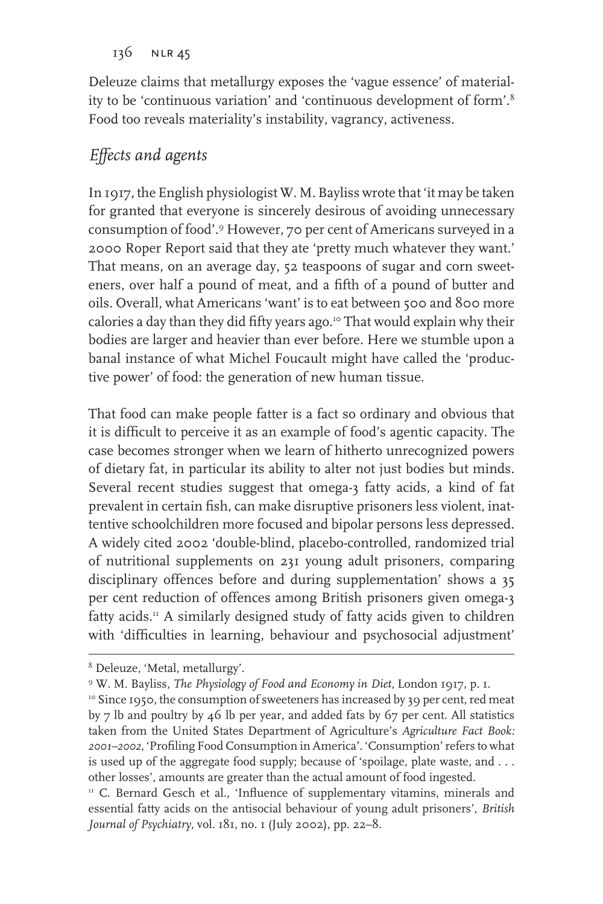Deleuze claims that metallurgy exposes the 'vague essence' of materiality to be 'continuous variation' and 'continuous development of form'.[8] Food too reveals materiality's instability, vagrancy, activeness.

## *Effects and agents*

In 1917, the English physiologist W. M. Bayliss wrote that 'it may be taken for granted that everyone is sincerely desirous of avoiding unnecessary consumption of food'.[9] However, 70 per cent of Americans surveyed in a 2000 Roper Report said that they ate 'pretty much whatever they want.' That means, on an average day, 52 teaspoons of sugar and corn sweeteners, over half a pound of meat, and a fifth of a pound of butter and oils. Overall, what Americans 'want' is to eat between 500 and 800 more calories a day than they did fifty years ago.[10] That would explain why their bodies are larger and heavier than ever before. Here we stumble upon a banal instance of what Michel Foucault might have called the 'productive power' of food: the generation of new human tissue.

That food can make people fatter is a fact so ordinary and obvious that it is difficult to perceive it as an example of food's agentic capacity. The case becomes stronger when we learn of hitherto unrecognized powers of dietary fat, in particular its ability to alter not just bodies but minds. Several recent studies suggest that omega-3 fatty acids, a kind of fat prevalent in certain fish, can make disruptive prisoners less violent, inattentive schoolchildren more focused and bipolar persons less depressed. A widely cited 2002 'double-blind, placebo-controlled, randomized trial of nutritional supplements on 231 young adult prisoners, comparing disciplinary offences before and during supplementation' shows a 35 per cent reduction of offences among British prisoners given omega-3 fatty acids.[11] A similarly designed study of fatty acids given to children with 'difficulties in learning, behaviour and psychosocial adjustment'

---

[8] Deleuze, 'Metal, metallurgy'.

[9] W. M. Bayliss, *The Physiology of Food and Economy in Diet*, London 1917, p. 1.

[10] Since 1950, the consumption of sweeteners has increased by 39 per cent, red meat by 7 lb and poultry by 46 lb per year, and added fats by 67 per cent. All statistics taken from the United States Department of Agriculture's *Agriculture Fact Book: 2001–2002*, 'Profiling Food Consumption in America'. 'Consumption' refers to what is used up of the aggregate food supply; because of 'spoilage, plate waste, and . . . other losses', amounts are greater than the actual amount of food ingested.

[11] C. Bernard Gesch et al., 'Influence of supplementary vitamins, minerals and essential fatty acids on the antisocial behaviour of young adult prisoners', *British Journal of Psychiatry*, vol. 181, no. 1 (July 2002), pp. 22–8.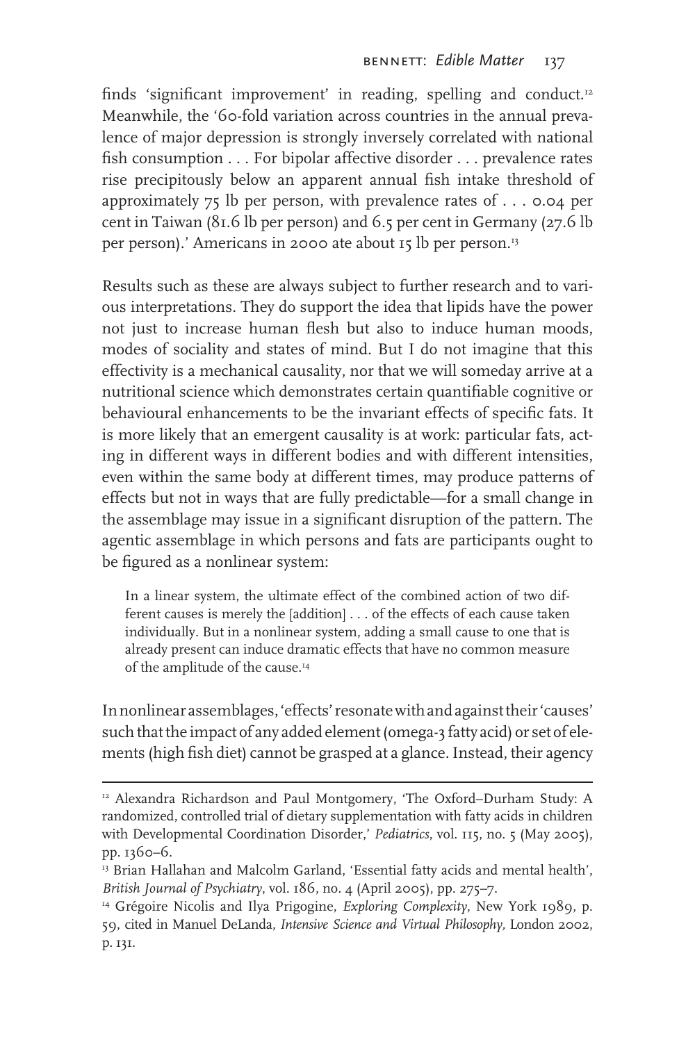finds 'significant improvement' in reading, spelling and conduct.[12] Meanwhile, the '60-fold variation across countries in the annual prevalence of major depression is strongly inversely correlated with national fish consumption . . . For bipolar affective disorder . . . prevalence rates rise precipitously below an apparent annual fish intake threshold of approximately 75 lb per person, with prevalence rates of . . . 0.04 per cent in Taiwan (81.6 lb per person) and 6.5 per cent in Germany (27.6 lb per person).' Americans in 2000 ate about 15 lb per person.[13]

Results such as these are always subject to further research and to various interpretations. They do support the idea that lipids have the power not just to increase human flesh but also to induce human moods, modes of sociality and states of mind. But I do not imagine that this effectivity is a mechanical causality, nor that we will someday arrive at a nutritional science which demonstrates certain quantifiable cognitive or behavioural enhancements to be the invariant effects of specific fats. It is more likely that an emergent causality is at work: particular fats, acting in different ways in different bodies and with different intensities, even within the same body at different times, may produce patterns of effects but not in ways that are fully predictable—for a small change in the assemblage may issue in a significant disruption of the pattern. The agentic assemblage in which persons and fats are participants ought to be figured as a nonlinear system:

> In a linear system, the ultimate effect of the combined action of two different causes is merely the [addition] . . . of the effects of each cause taken individually. But in a nonlinear system, adding a small cause to one that is already present can induce dramatic effects that have no common measure of the amplitude of the cause.[14]

In nonlinear assemblages, 'effects' resonate with and against their 'causes' such that the impact of any added element (omega-3 fatty acid) or set of elements (high fish diet) cannot be grasped at a glance. Instead, their agency

---

[12] Alexandra Richardson and Paul Montgomery, 'The Oxford–Durham Study: A randomized, controlled trial of dietary supplementation with fatty acids in children with Developmental Coordination Disorder,' *Pediatrics*, vol. 115, no. 5 (May 2005), pp. 1360–6.

[13] Brian Hallahan and Malcolm Garland, 'Essential fatty acids and mental health', *British Journal of Psychiatry*, vol. 186, no. 4 (April 2005), pp. 275–7.

[14] Grégoire Nicolis and Ilya Prigogine, *Exploring Complexity*, New York 1989, p. 59, cited in Manuel DeLanda, *Intensive Science and Virtual Philosophy*, London 2002, p. 131.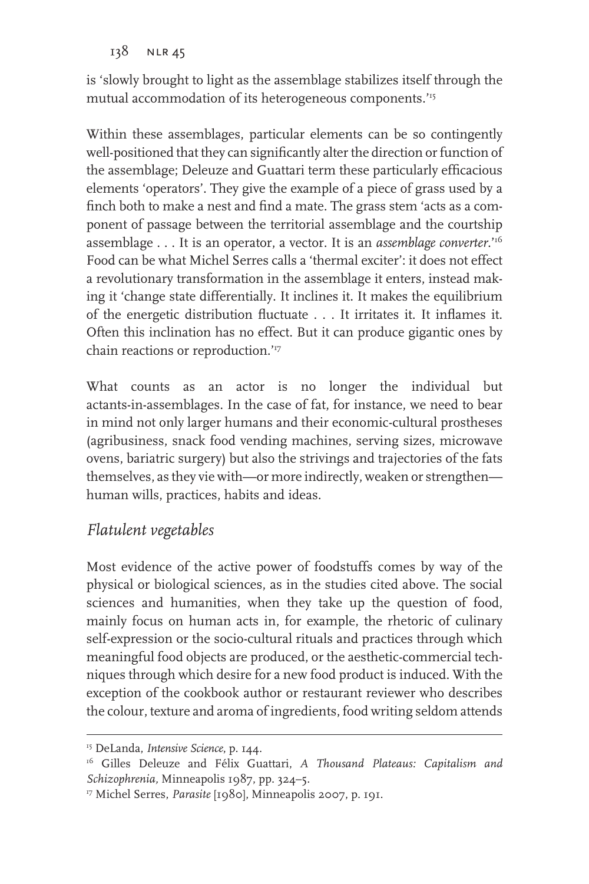is 'slowly brought to light as the assemblage stabilizes itself through the mutual accommodation of its heterogeneous components.'[15]

Within these assemblages, particular elements can be so contingently well-positioned that they can significantly alter the direction or function of the assemblage; Deleuze and Guattari term these particularly efficacious elements 'operators'. They give the example of a piece of grass used by a finch both to make a nest and find a mate. The grass stem 'acts as a component of passage between the territorial assemblage and the courtship assemblage . . . It is an operator, a vector. It is an *assemblage converter*.'[16] Food can be what Michel Serres calls a 'thermal exciter': it does not effect a revolutionary transformation in the assemblage it enters, instead making it 'change state differentially. It inclines it. It makes the equilibrium of the energetic distribution fluctuate . . . It irritates it. It inflames it. Often this inclination has no effect. But it can produce gigantic ones by chain reactions or reproduction.'[17]

What counts as an actor is no longer the individual but actants-in-assemblages. In the case of fat, for instance, we need to bear in mind not only larger humans and their economic-cultural prostheses (agribusiness, snack food vending machines, serving sizes, microwave ovens, bariatric surgery) but also the strivings and trajectories of the fats themselves, as they vie with—or more indirectly, weaken or strengthen—human wills, practices, habits and ideas.

## *Flatulent vegetables*

Most evidence of the active power of foodstuffs comes by way of the physical or biological sciences, as in the studies cited above. The social sciences and humanities, when they take up the question of food, mainly focus on human acts in, for example, the rhetoric of culinary self-expression or the socio-cultural rituals and practices through which meaningful food objects are produced, or the aesthetic-commercial techniques through which desire for a new food product is induced. With the exception of the cookbook author or restaurant reviewer who describes the colour, texture and aroma of ingredients, food writing seldom attends

---

[15] DeLanda, *Intensive Science*, p. 144.

[16] Gilles Deleuze and Félix Guattari, *A Thousand Plateaus: Capitalism and Schizophrenia*, Minneapolis 1987, pp. 324–5.

[17] Michel Serres, *Parasite* [1980], Minneapolis 2007, p. 191.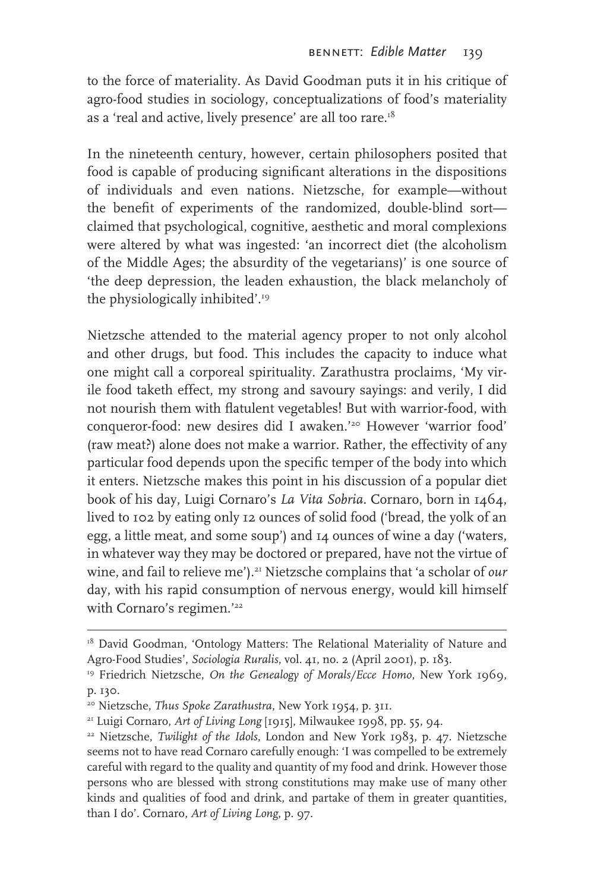to the force of materiality. As David Goodman puts it in his critique of agro-food studies in sociology, conceptualizations of food's materiality as a 'real and active, lively presence' are all too rare.[18]

In the nineteenth century, however, certain philosophers posited that food is capable of producing significant alterations in the dispositions of individuals and even nations. Nietzsche, for example—without the benefit of experiments of the randomized, double-blind sort—claimed that psychological, cognitive, aesthetic and moral complexions were altered by what was ingested: 'an incorrect diet (the alcoholism of the Middle Ages; the absurdity of the vegetarians)' is one source of 'the deep depression, the leaden exhaustion, the black melancholy of the physiologically inhibited'.[19]

Nietzsche attended to the material agency proper to not only alcohol and other drugs, but food. This includes the capacity to induce what one might call a corporeal spirituality. Zarathustra proclaims, 'My virile food taketh effect, my strong and savoury sayings: and verily, I did not nourish them with flatulent vegetables! But with warrior-food, with conqueror-food: new desires did I awaken.'[20] However 'warrior food' (raw meat?) alone does not make a warrior. Rather, the effectivity of any particular food depends upon the specific temper of the body into which it enters. Nietzsche makes this point in his discussion of a popular diet book of his day, Luigi Cornaro's *La Vita Sobria*. Cornaro, born in 1464, lived to 102 by eating only 12 ounces of solid food ('bread, the yolk of an egg, a little meat, and some soup') and 14 ounces of wine a day ('waters, in whatever way they may be doctored or prepared, have not the virtue of wine, and fail to relieve me').[21] Nietzsche complains that 'a scholar of *our* day, with his rapid consumption of nervous energy, would kill himself with Cornaro's regimen.'[22]

---

[18] David Goodman, 'Ontology Matters: The Relational Materiality of Nature and Agro-Food Studies', *Sociologia Ruralis*, vol. 41, no. 2 (April 2001), p. 183.

[19] Friedrich Nietzsche, *On the Genealogy of Morals/Ecce Homo*, New York 1969, p. 130.

[20] Nietzsche, *Thus Spoke Zarathustra*, New York 1954, p. 311.

[21] Luigi Cornaro, *Art of Living Long* [1915], Milwaukee 1998, pp. 55, 94.

[22] Nietzsche, *Twilight of the Idols*, London and New York 1983, p. 47. Nietzsche seems not to have read Cornaro carefully enough: 'I was compelled to be extremely careful with regard to the quality and quantity of my food and drink. However those persons who are blessed with strong constitutions may make use of many other kinds and qualities of food and drink, and partake of them in greater quantities, than I do'. Cornaro, *Art of Living Long*, p. 97.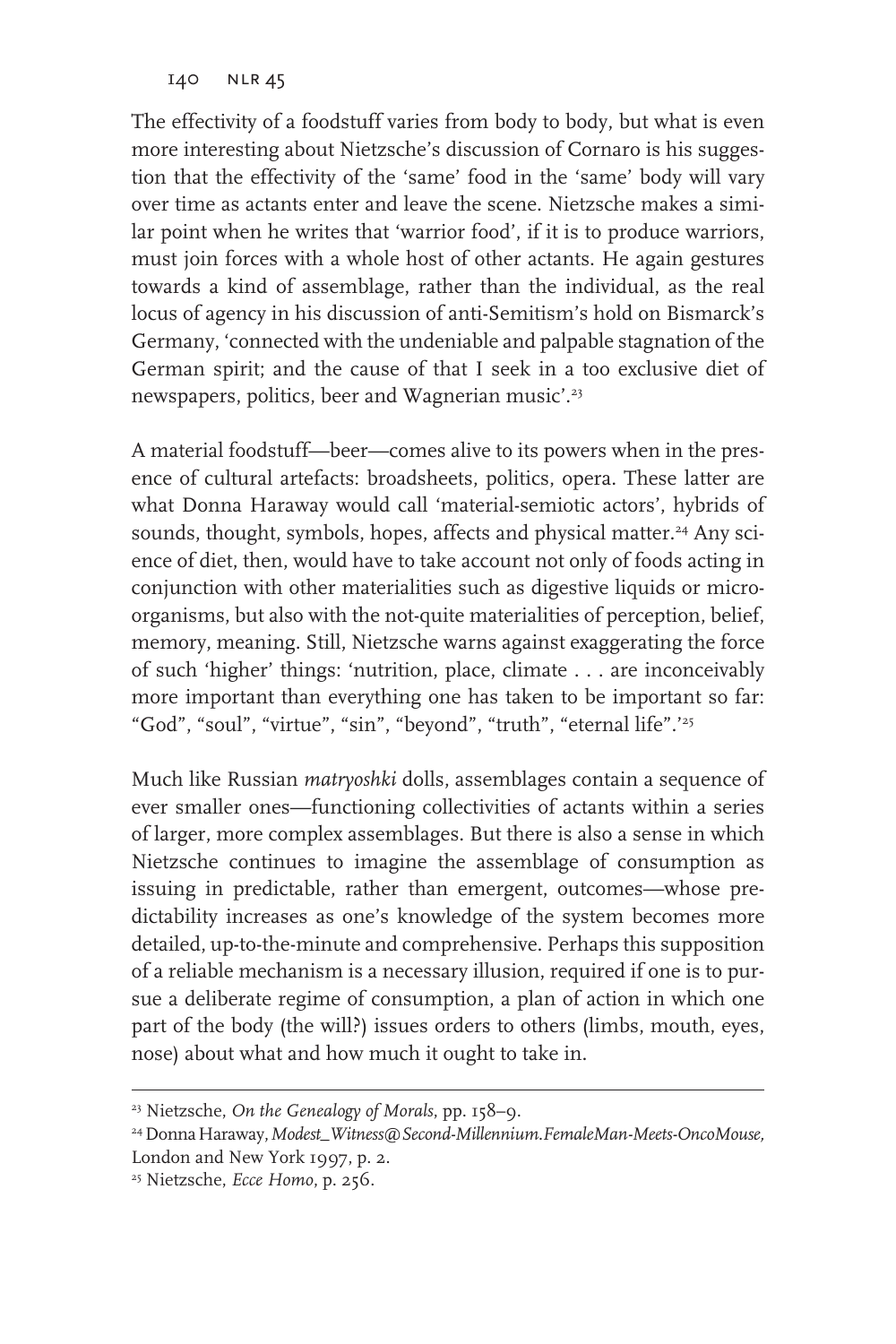The effectivity of a foodstuff varies from body to body, but what is even more interesting about Nietzsche's discussion of Cornaro is his suggestion that the effectivity of the 'same' food in the 'same' body will vary over time as actants enter and leave the scene. Nietzsche makes a similar point when he writes that 'warrior food', if it is to produce warriors, must join forces with a whole host of other actants. He again gestures towards a kind of assemblage, rather than the individual, as the real locus of agency in his discussion of anti-Semitism's hold on Bismarck's Germany, 'connected with the undeniable and palpable stagnation of the German spirit; and the cause of that I seek in a too exclusive diet of newspapers, politics, beer and Wagnerian music'.[23]

A material foodstuff—beer—comes alive to its powers when in the presence of cultural artefacts: broadsheets, politics, opera. These latter are what Donna Haraway would call 'material-semiotic actors', hybrids of sounds, thought, symbols, hopes, affects and physical matter.[24] Any science of diet, then, would have to take account not only of foods acting in conjunction with other materialities such as digestive liquids or micro-organisms, but also with the not-quite materialities of perception, belief, memory, meaning. Still, Nietzsche warns against exaggerating the force of such 'higher' things: 'nutrition, place, climate . . . are inconceivably more important than everything one has taken to be important so far: "God", "soul", "virtue", "sin", "beyond", "truth", "eternal life".'[25]

Much like Russian *matryoshki* dolls, assemblages contain a sequence of ever smaller ones—functioning collectivities of actants within a series of larger, more complex assemblages. But there is also a sense in which Nietzsche continues to imagine the assemblage of consumption as issuing in predictable, rather than emergent, outcomes—whose predictability increases as one's knowledge of the system becomes more detailed, up-to-the-minute and comprehensive. Perhaps this supposition of a reliable mechanism is a necessary illusion, required if one is to pursue a deliberate regime of consumption, a plan of action in which one part of the body (the will?) issues orders to others (limbs, mouth, eyes, nose) about what and how much it ought to take in.

---

[23] Nietzsche, *On the Genealogy of Morals*, pp. 158–9.

[24] Donna Haraway, *Modest_Witness@Second-Millennium.FemaleMan-Meets-OncoMouse*, London and New York 1997, p. 2.

[25] Nietzsche, *Ecce Homo*, p. 256.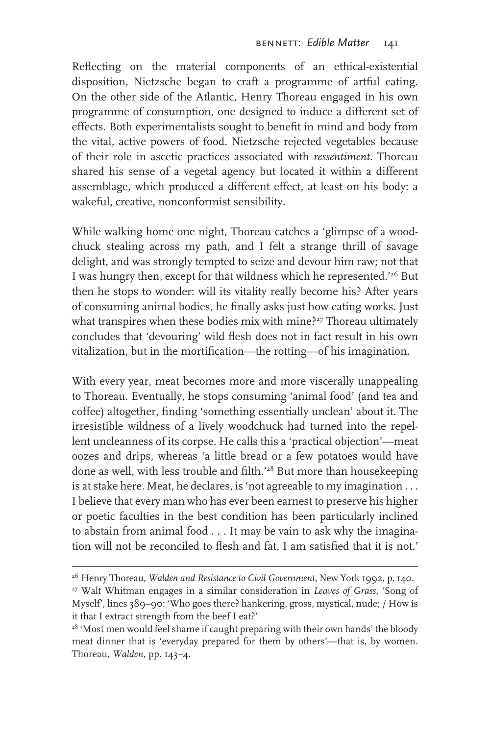Reflecting on the material components of an ethical-existential disposition, Nietzsche began to craft a programme of artful eating. On the other side of the Atlantic, Henry Thoreau engaged in his own programme of consumption, one designed to induce a different set of effects. Both experimentalists sought to benefit in mind and body from the vital, active powers of food. Nietzsche rejected vegetables because of their role in ascetic practices associated with *ressentiment*. Thoreau shared his sense of a vegetal agency but located it within a different assemblage, which produced a different effect, at least on his body: a wakeful, creative, nonconformist sensibility.

While walking home one night, Thoreau catches a 'glimpse of a woodchuck stealing across my path, and I felt a strange thrill of savage delight, and was strongly tempted to seize and devour him raw; not that I was hungry then, except for that wildness which he represented.'[26] But then he stops to wonder: will its vitality really become his? After years of consuming animal bodies, he finally asks just how eating works. Just what transpires when these bodies mix with mine?[27] Thoreau ultimately concludes that 'devouring' wild flesh does not in fact result in his own vitalization, but in the mortification—the rotting—of his imagination.

With every year, meat becomes more and more viscerally unappealing to Thoreau. Eventually, he stops consuming 'animal food' (and tea and coffee) altogether, finding 'something essentially unclean' about it. The irresistible wildness of a lively woodchuck had turned into the repellent uncleanness of its corpse. He calls this a 'practical objection'—meat oozes and drips, whereas 'a little bread or a few potatoes would have done as well, with less trouble and filth.'[28] But more than housekeeping is at stake here. Meat, he declares, is 'not agreeable to my imagination . . . I believe that every man who has ever been earnest to preserve his higher or poetic faculties in the best condition has been particularly inclined to abstain from animal food . . . It may be vain to ask why the imagination will not be reconciled to flesh and fat. I am satisfied that it is not.'

---

[26] Henry Thoreau, *Walden and Resistance to Civil Government*, New York 1992, p. 140.

[27] Walt Whitman engages in a similar consideration in *Leaves of Grass*, 'Song of Myself', lines 389–90: 'Who goes there? hankering, gross, mystical, nude; / How is it that I extract strength from the beef I eat?'

[28] 'Most men would feel shame if caught preparing with their own hands' the bloody meat dinner that is 'everyday prepared for them by others'—that is, by women. Thoreau, *Walden*, pp. 143–4.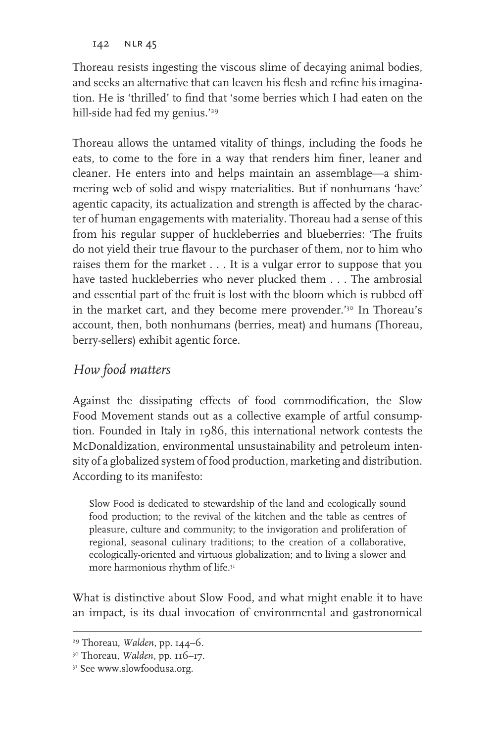Thoreau resists ingesting the viscous slime of decaying animal bodies, and seeks an alternative that can leaven his flesh and refine his imagination. He is 'thrilled' to find that 'some berries which I had eaten on the hill-side had fed my genius.'[29]

Thoreau allows the untamed vitality of things, including the foods he eats, to come to the fore in a way that renders him finer, leaner and cleaner. He enters into and helps maintain an assemblage—a shimmering web of solid and wispy materialities. But if nonhumans 'have' agentic capacity, its actualization and strength is affected by the character of human engagements with materiality. Thoreau had a sense of this from his regular supper of huckleberries and blueberries: 'The fruits do not yield their true flavour to the purchaser of them, nor to him who raises them for the market . . . It is a vulgar error to suppose that you have tasted huckleberries who never plucked them . . . The ambrosial and essential part of the fruit is lost with the bloom which is rubbed off in the market cart, and they become mere provender.'[30] In Thoreau's account, then, both nonhumans (berries, meat) and humans (Thoreau, berry-sellers) exhibit agentic force.

## *How food matters*

Against the dissipating effects of food commodification, the Slow Food Movement stands out as a collective example of artful consumption. Founded in Italy in 1986, this international network contests the McDonaldization, environmental unsustainability and petroleum intensity of a globalized system of food production, marketing and distribution. According to its manifesto:

> Slow Food is dedicated to stewardship of the land and ecologically sound food production; to the revival of the kitchen and the table as centres of pleasure, culture and community; to the invigoration and proliferation of regional, seasonal culinary traditions; to the creation of a collaborative, ecologically-oriented and virtuous globalization; and to living a slower and more harmonious rhythm of life.[31]

What is distinctive about Slow Food, and what might enable it to have an impact, is its dual invocation of environmental and gastronomical

---

[29] Thoreau, *Walden*, pp. 144–6.

[30] Thoreau, *Walden*, pp. 116–17.

[31] See www.slowfoodusa.org.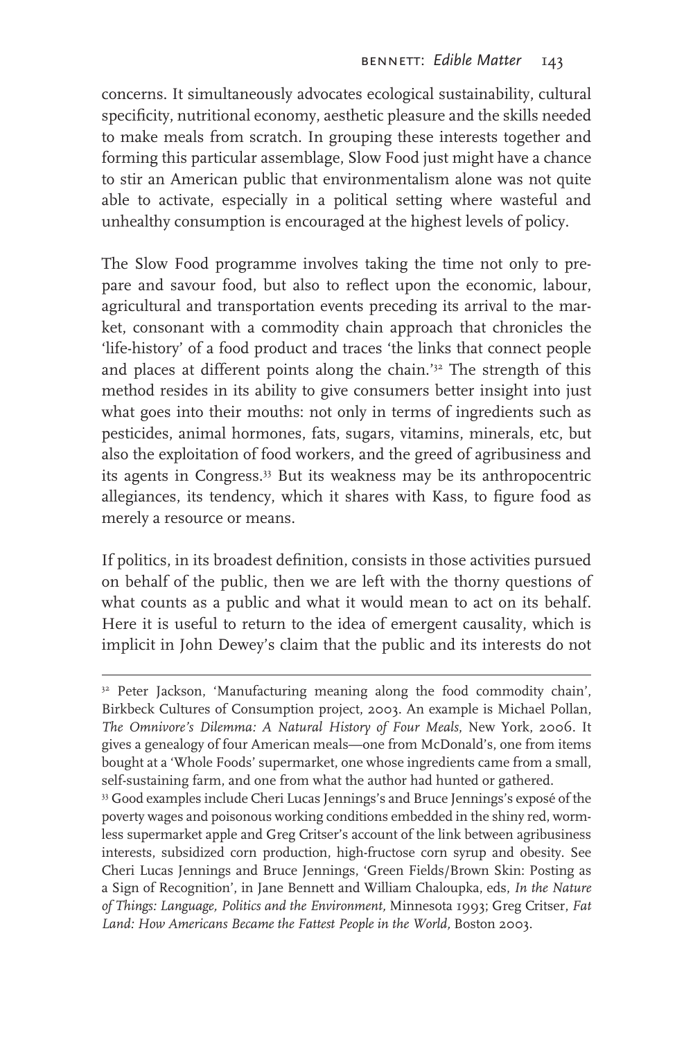concerns. It simultaneously advocates ecological sustainability, cultural specificity, nutritional economy, aesthetic pleasure and the skills needed to make meals from scratch. In grouping these interests together and forming this particular assemblage, Slow Food just might have a chance to stir an American public that environmentalism alone was not quite able to activate, especially in a political setting where wasteful and unhealthy consumption is encouraged at the highest levels of policy.

The Slow Food programme involves taking the time not only to prepare and savour food, but also to reflect upon the economic, labour, agricultural and transportation events preceding its arrival to the market, consonant with a commodity chain approach that chronicles the 'life-history' of a food product and traces 'the links that connect people and places at different points along the chain.'[32] The strength of this method resides in its ability to give consumers better insight into just what goes into their mouths: not only in terms of ingredients such as pesticides, animal hormones, fats, sugars, vitamins, minerals, etc, but also the exploitation of food workers, and the greed of agribusiness and its agents in Congress.[33] But its weakness may be its anthropocentric allegiances, its tendency, which it shares with Kass, to figure food as merely a resource or means.

If politics, in its broadest definition, consists in those activities pursued on behalf of the public, then we are left with the thorny questions of what counts as a public and what it would mean to act on its behalf. Here it is useful to return to the idea of emergent causality, which is implicit in John Dewey's claim that the public and its interests do not

---

[32] Peter Jackson, 'Manufacturing meaning along the food commodity chain', Birkbeck Cultures of Consumption project, 2003. An example is Michael Pollan, *The Omnivore's Dilemma: A Natural History of Four Meals*, New York, 2006. It gives a genealogy of four American meals—one from McDonald's, one from items bought at a 'Whole Foods' supermarket, one whose ingredients came from a small, self-sustaining farm, and one from what the author had hunted or gathered.

[33] Good examples include Cheri Lucas Jennings's and Bruce Jennings's exposé of the poverty wages and poisonous working conditions embedded in the shiny red, wormless supermarket apple and Greg Critser's account of the link between agribusiness interests, subsidized corn production, high-fructose corn syrup and obesity. See Cheri Lucas Jennings and Bruce Jennings, 'Green Fields/Brown Skin: Posting as a Sign of Recognition', in Jane Bennett and William Chaloupka, eds, *In the Nature of Things: Language, Politics and the Environment,* Minnesota 1993; Greg Critser, *Fat Land: How Americans Became the Fattest People in the World,* Boston 2003.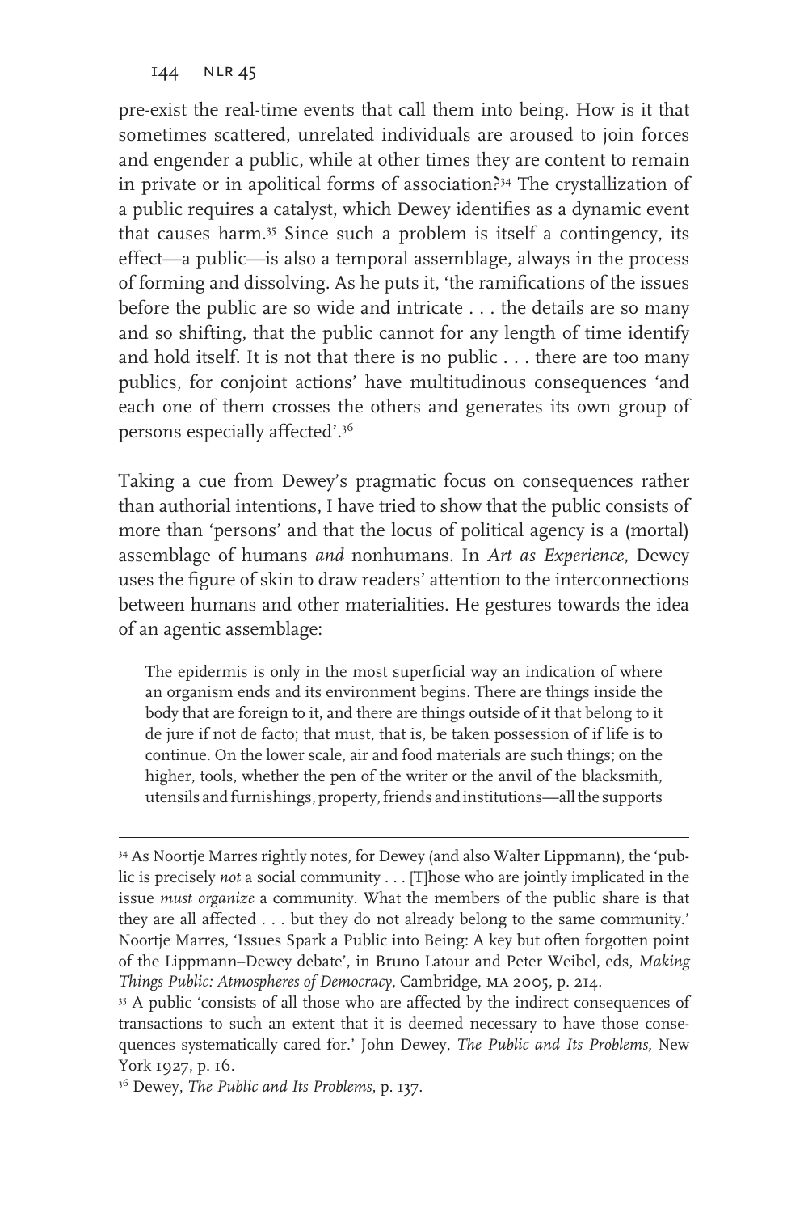pre-exist the real-time events that call them into being. How is it that sometimes scattered, unrelated individuals are aroused to join forces and engender a public, while at other times they are content to remain in private or in apolitical forms of association?[34] The crystallization of a public requires a catalyst, which Dewey identifies as a dynamic event that causes harm.[35] Since such a problem is itself a contingency, its effect—a public—is also a temporal assemblage, always in the process of forming and dissolving. As he puts it, 'the ramifications of the issues before the public are so wide and intricate . . . the details are so many and so shifting, that the public cannot for any length of time identify and hold itself. It is not that there is no public . . . there are too many publics, for conjoint actions' have multitudinous consequences 'and each one of them crosses the others and generates its own group of persons especially affected'.[36]

Taking a cue from Dewey's pragmatic focus on consequences rather than authorial intentions, I have tried to show that the public consists of more than 'persons' and that the locus of political agency is a (mortal) assemblage of humans *and* nonhumans. In *Art as Experience*, Dewey uses the figure of skin to draw readers' attention to the interconnections between humans and other materialities. He gestures towards the idea of an agentic assemblage:

> The epidermis is only in the most superficial way an indication of where an organism ends and its environment begins. There are things inside the body that are foreign to it, and there are things outside of it that belong to it de jure if not de facto; that must, that is, be taken possession of if life is to continue. On the lower scale, air and food materials are such things; on the higher, tools, whether the pen of the writer or the anvil of the blacksmith, utensils and furnishings, property, friends and institutions—all the supports

---

[34] As Noortje Marres rightly notes, for Dewey (and also Walter Lippmann), the 'public is precisely *not* a social community . . . [T]hose who are jointly implicated in the issue *must organize* a community. What the members of the public share is that they are all affected . . . but they do not already belong to the same community.' Noortje Marres, 'Issues Spark a Public into Being: A key but often forgotten point of the Lippmann–Dewey debate', in Bruno Latour and Peter Weibel, eds, *Making Things Public: Atmospheres of Democracy*, Cambridge, MA 2005, p. 214.

[35] A public 'consists of all those who are affected by the indirect consequences of transactions to such an extent that it is deemed necessary to have those consequences systematically cared for.' John Dewey, *The Public and Its Problems,* New York 1927, p. 16.

[36] Dewey, *The Public and Its Problems*, p. 137.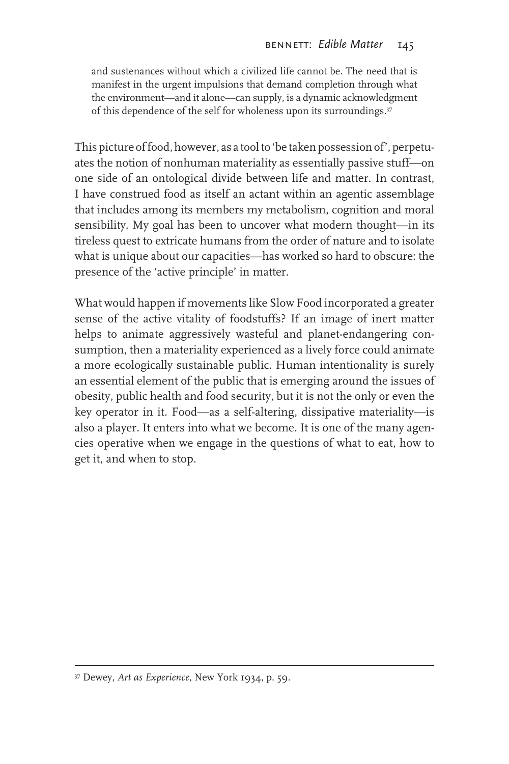> and sustenances without which a civilized life cannot be. The need that is manifest in the urgent impulsions that demand completion through what the environment—and it alone—can supply, is a dynamic acknowledgment of this dependence of the self for wholeness upon its surroundings.[37]

This picture of food, however, as a tool to 'be taken possession of', perpetuates the notion of nonhuman materiality as essentially passive stuff—on one side of an ontological divide between life and matter. In contrast, I have construed food as itself an actant within an agentic assemblage that includes among its members my metabolism, cognition and moral sensibility. My goal has been to uncover what modern thought—in its tireless quest to extricate humans from the order of nature and to isolate what is unique about our capacities—has worked so hard to obscure: the presence of the 'active principle' in matter.

What would happen if movements like Slow Food incorporated a greater sense of the active vitality of foodstuffs? If an image of inert matter helps to animate aggressively wasteful and planet-endangering consumption, then a materiality experienced as a lively force could animate a more ecologically sustainable public. Human intentionality is surely an essential element of the public that is emerging around the issues of obesity, public health and food security, but it is not the only or even the key operator in it. Food—as a self-altering, dissipative materiality—is also a player. It enters into what we become. It is one of the many agencies operative when we engage in the questions of what to eat, how to get it, and when to stop.

---

[37] Dewey, *Art as Experience*, New York 1934, p. 59.